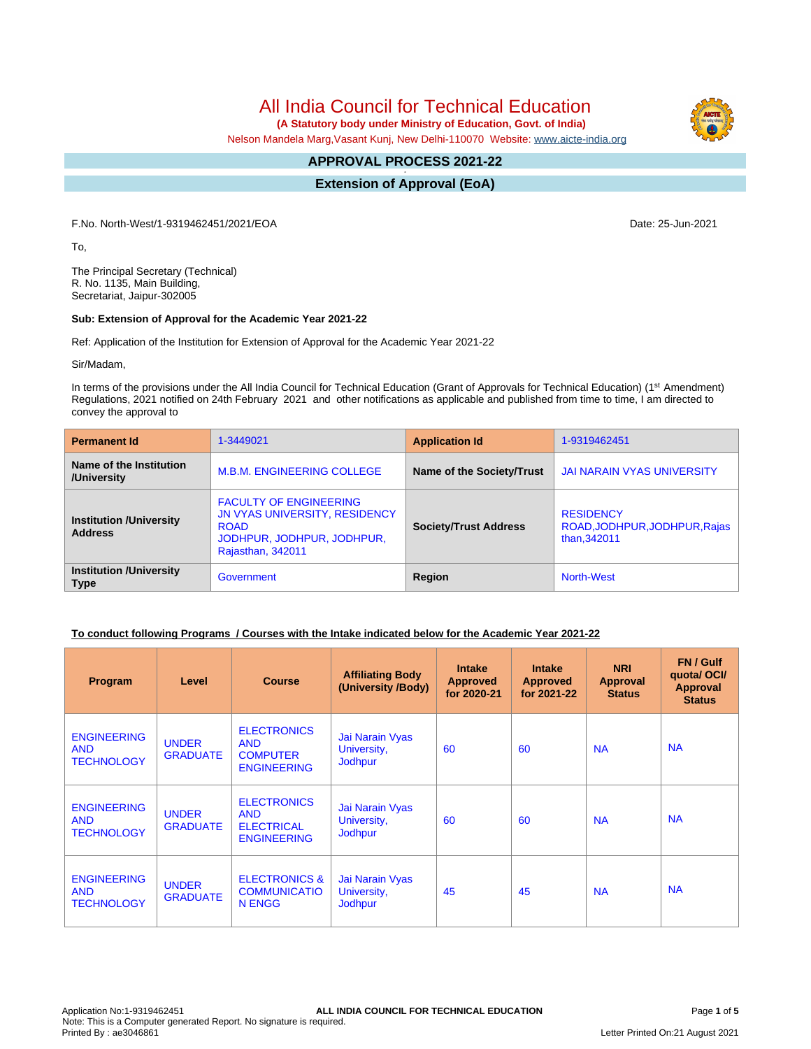# All India Council for Technical Education

**(A Statutory body under Ministry of Education, Govt. of India)**

Nelson Mandela Marg,Vasant Kunj, New Delhi-110070 Website: www.aicte-india.org

## APPROVAL PROCESS 2021-22

## Extension of Approval (EoA)

F.No. North-West/1-9319462451/2021/EOA

Date: 25-Jun-2021

To,

The Principal Secretary (Technical)
R. No. 1135, Main Building,
Secretariat, Jaipur-302005

**Sub: Extension of Approval for the Academic Year 2021-22**

Ref: Application of the Institution for Extension of Approval for the Academic Year 2021-22

Sir/Madam,

In terms of the provisions under the All India Council for Technical Education (Grant of Approvals for Technical Education) (1st Amendment) Regulations, 2021 notified on 24th February 2021 and other notifications as applicable and published from time to time, I am directed to convey the approval to

| **Permanent Id** | 1-3449021 | **Application Id** | 1-9319462451 |
|---|---|---|---|
| **Name of the Institution /University** | M.B.M. ENGINEERING COLLEGE | **Name of the Society/Trust** | JAI NARAIN VYAS UNIVERSITY |
| **Institution /University Address** | FACULTY OF ENGINEERING JN VYAS UNIVERSITY, RESIDENCY ROAD JODHPUR, JODHPUR, JODHPUR, Rajasthan, 342011 | **Society/Trust Address** | RESIDENCY ROAD,JODHPUR,JODHPUR,Rajasthan,342011 |
| **Institution /University Type** | Government | **Region** | North-West |

**To conduct following Programs / Courses with the Intake indicated below for the Academic Year 2021-22**

| Program | Level | Course | Affiliating Body (University /Body) | Intake Approved for 2020-21 | Intake Approved for 2021-22 | NRI Approval Status | FN / Gulf quota/ OCI/ Approval Status |
|---|---|---|---|---|---|---|---|
| ENGINEERING AND TECHNOLOGY | UNDER GRADUATE | ELECTRONICS AND COMPUTER ENGINEERING | Jai Narain Vyas University, Jodhpur | 60 | 60 | NA | NA |
| ENGINEERING AND TECHNOLOGY | UNDER GRADUATE | ELECTRONICS AND ELECTRICAL ENGINEERING | Jai Narain Vyas University, Jodhpur | 60 | 60 | NA | NA |
| ENGINEERING AND TECHNOLOGY | UNDER GRADUATE | ELECTRONICS & COMMUNICATION ENGG | Jai Narain Vyas University, Jodhpur | 45 | 45 | NA | NA |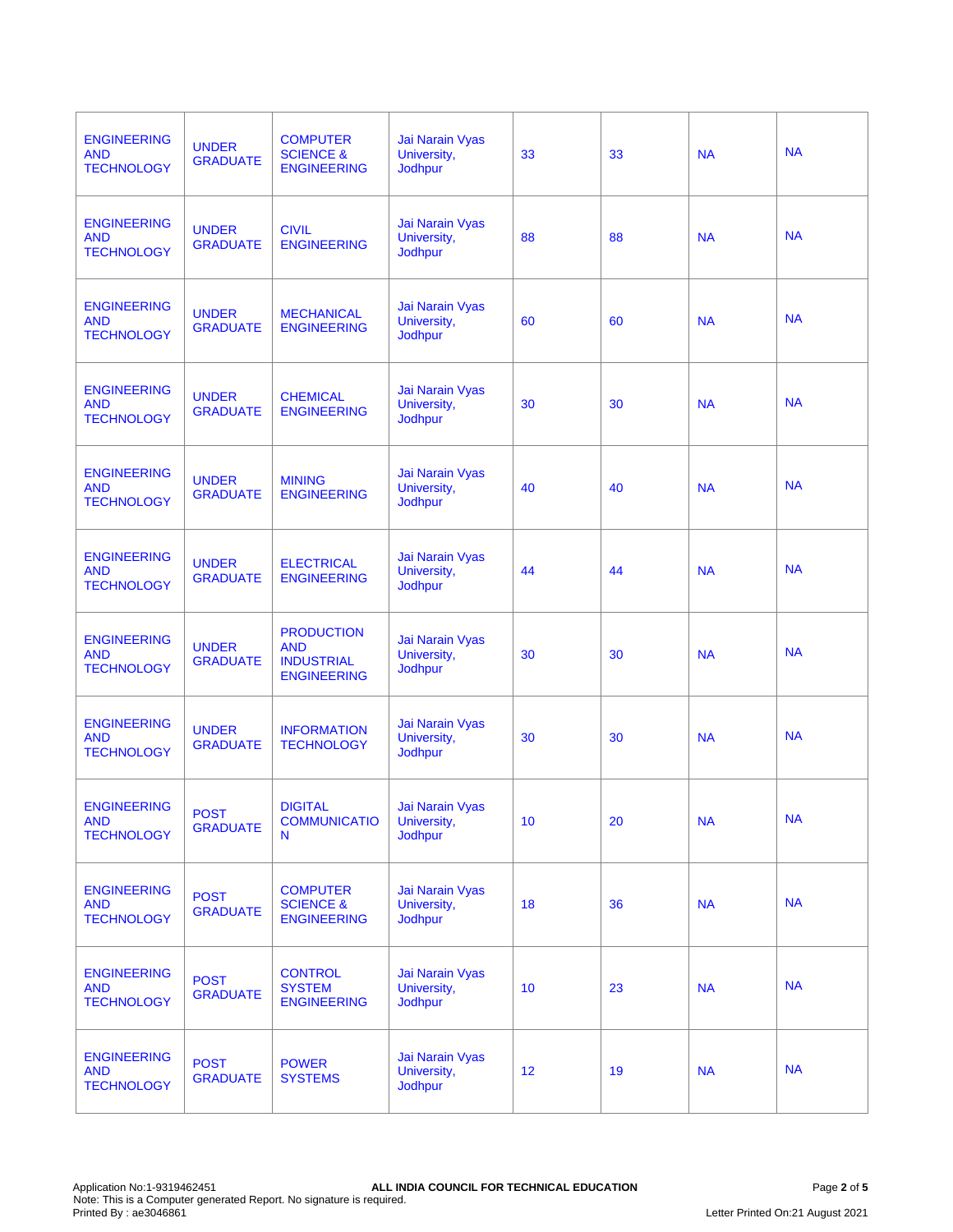| | | | | | | | |
|---|---|---|---|---|---|---|---|
| ENGINEERING AND TECHNOLOGY | UNDER GRADUATE | COMPUTER SCIENCE & ENGINEERING | Jai Narain Vyas University, Jodhpur | 33 | 33 | NA | NA |
| ENGINEERING AND TECHNOLOGY | UNDER GRADUATE | CIVIL ENGINEERING | Jai Narain Vyas University, Jodhpur | 88 | 88 | NA | NA |
| ENGINEERING AND TECHNOLOGY | UNDER GRADUATE | MECHANICAL ENGINEERING | Jai Narain Vyas University, Jodhpur | 60 | 60 | NA | NA |
| ENGINEERING AND TECHNOLOGY | UNDER GRADUATE | CHEMICAL ENGINEERING | Jai Narain Vyas University, Jodhpur | 30 | 30 | NA | NA |
| ENGINEERING AND TECHNOLOGY | UNDER GRADUATE | MINING ENGINEERING | Jai Narain Vyas University, Jodhpur | 40 | 40 | NA | NA |
| ENGINEERING AND TECHNOLOGY | UNDER GRADUATE | ELECTRICAL ENGINEERING | Jai Narain Vyas University, Jodhpur | 44 | 44 | NA | NA |
| ENGINEERING AND TECHNOLOGY | UNDER GRADUATE | PRODUCTION AND INDUSTRIAL ENGINEERING | Jai Narain Vyas University, Jodhpur | 30 | 30 | NA | NA |
| ENGINEERING AND TECHNOLOGY | UNDER GRADUATE | INFORMATION TECHNOLOGY | Jai Narain Vyas University, Jodhpur | 30 | 30 | NA | NA |
| ENGINEERING AND TECHNOLOGY | POST GRADUATE | DIGITAL COMMUNICATION | Jai Narain Vyas University, Jodhpur | 10 | 20 | NA | NA |
| ENGINEERING AND TECHNOLOGY | POST GRADUATE | COMPUTER SCIENCE & ENGINEERING | Jai Narain Vyas University, Jodhpur | 18 | 36 | NA | NA |
| ENGINEERING AND TECHNOLOGY | POST GRADUATE | CONTROL SYSTEM ENGINEERING | Jai Narain Vyas University, Jodhpur | 10 | 23 | NA | NA |
| ENGINEERING AND TECHNOLOGY | POST GRADUATE | POWER SYSTEMS | Jai Narain Vyas University, Jodhpur | 12 | 19 | NA | NA |

Application No:1-9319462451 **ALL INDIA COUNCIL FOR TECHNICAL EDUCATION**
Note: This is a Computer generated Report. No signature is required.
Printed By : ae3046861 Letter Printed On:21 August 2021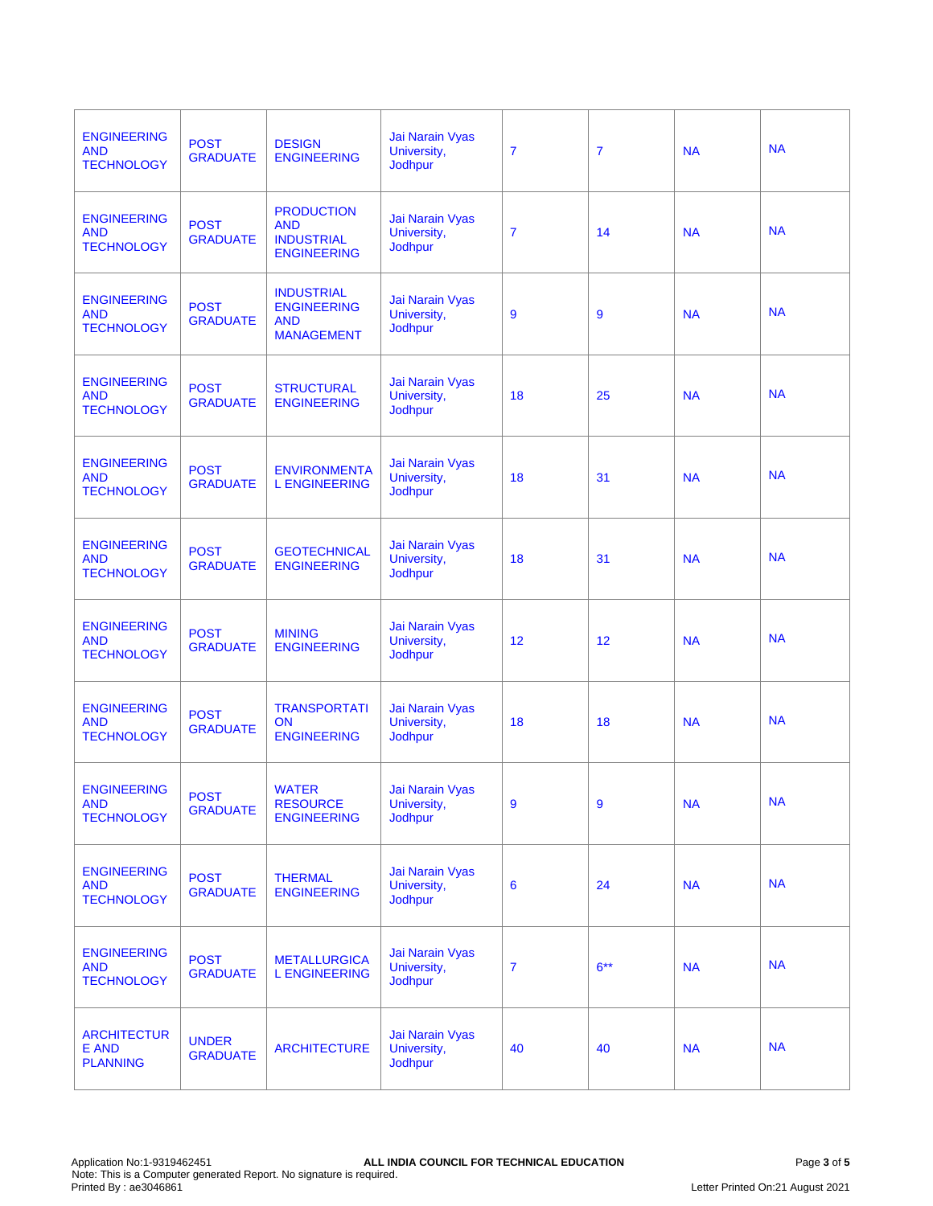| | | | | | | | |
|---|---|---|---|---|---|---|---|
| ENGINEERING AND TECHNOLOGY | POST GRADUATE | DESIGN ENGINEERING | Jai Narain Vyas University, Jodhpur | 7 | 7 | NA | NA |
| ENGINEERING AND TECHNOLOGY | POST GRADUATE | PRODUCTION AND INDUSTRIAL ENGINEERING | Jai Narain Vyas University, Jodhpur | 7 | 14 | NA | NA |
| ENGINEERING AND TECHNOLOGY | POST GRADUATE | INDUSTRIAL ENGINEERING AND MANAGEMENT | Jai Narain Vyas University, Jodhpur | 9 | 9 | NA | NA |
| ENGINEERING AND TECHNOLOGY | POST GRADUATE | STRUCTURAL ENGINEERING | Jai Narain Vyas University, Jodhpur | 18 | 25 | NA | NA |
| ENGINEERING AND TECHNOLOGY | POST GRADUATE | ENVIRONMENTAL ENGINEERING | Jai Narain Vyas University, Jodhpur | 18 | 31 | NA | NA |
| ENGINEERING AND TECHNOLOGY | POST GRADUATE | GEOTECHNICAL ENGINEERING | Jai Narain Vyas University, Jodhpur | 18 | 31 | NA | NA |
| ENGINEERING AND TECHNOLOGY | POST GRADUATE | MINING ENGINEERING | Jai Narain Vyas University, Jodhpur | 12 | 12 | NA | NA |
| ENGINEERING AND TECHNOLOGY | POST GRADUATE | TRANSPORTATION ENGINEERING | Jai Narain Vyas University, Jodhpur | 18 | 18 | NA | NA |
| ENGINEERING AND TECHNOLOGY | POST GRADUATE | WATER RESOURCE ENGINEERING | Jai Narain Vyas University, Jodhpur | 9 | 9 | NA | NA |
| ENGINEERING AND TECHNOLOGY | POST GRADUATE | THERMAL ENGINEERING | Jai Narain Vyas University, Jodhpur | 6 | 24 | NA | NA |
| ENGINEERING AND TECHNOLOGY | POST GRADUATE | METALLURGICAL ENGINEERING | Jai Narain Vyas University, Jodhpur | 7 | 6** | NA | NA |
| ARCHITECTURE AND PLANNING | UNDER GRADUATE | ARCHITECTURE | Jai Narain Vyas University, Jodhpur | 40 | 40 | NA | NA |

Application No:1-9319462451
ALL INDIA COUNCIL FOR TECHNICAL EDUCATION
Note: This is a Computer generated Report. No signature is required.
Printed By : ae3046861
Letter Printed On:21 August 2021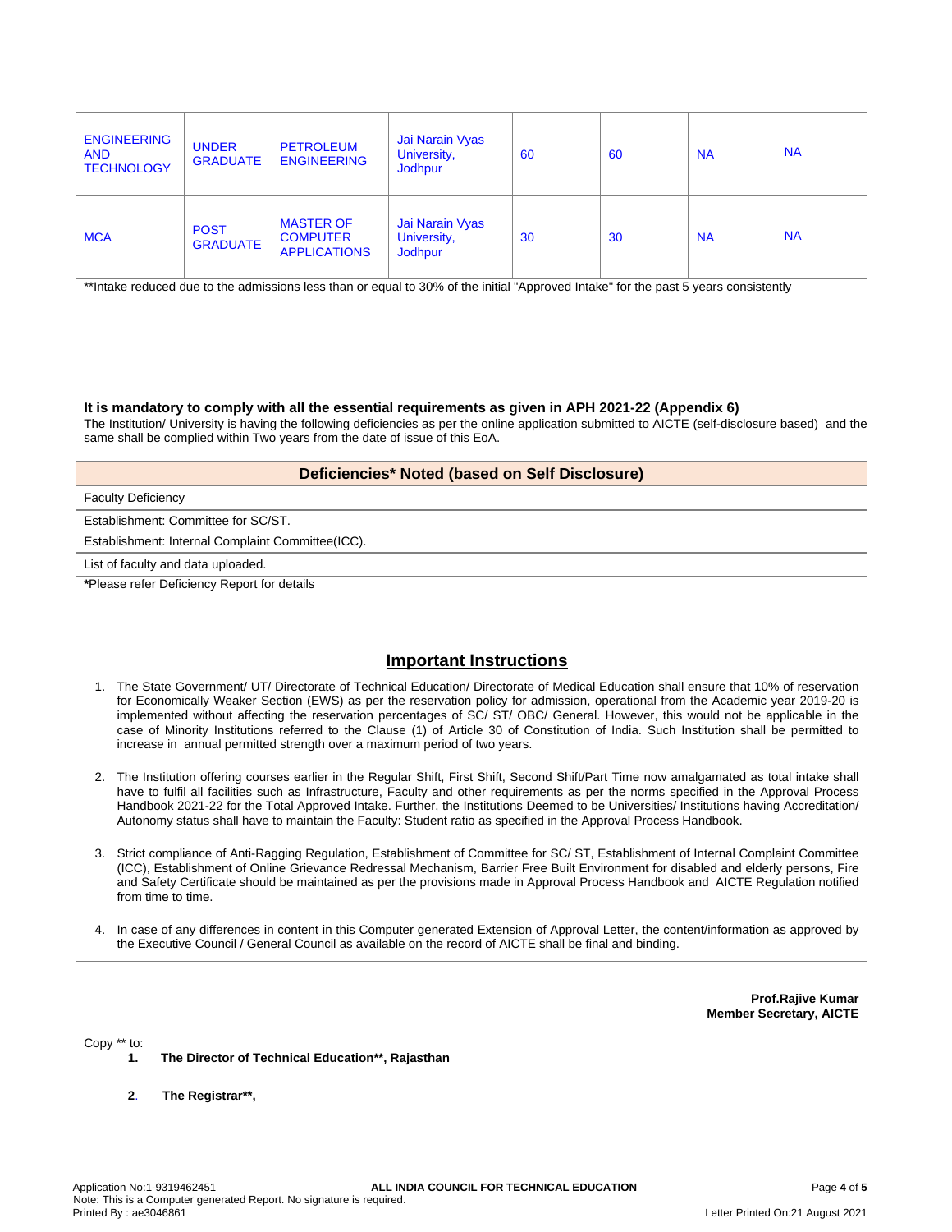| ENGINEERING AND TECHNOLOGY | UNDER GRADUATE | PETROLEUM ENGINEERING | Jai Narain Vyas University, Jodhpur | 60 | 60 | NA | NA |
|---|---|---|---|---|---|---|---|
| MCA | POST GRADUATE | MASTER OF COMPUTER APPLICATIONS | Jai Narain Vyas University, Jodhpur | 30 | 30 | NA | NA |

**Intake reduced due to the admissions less than or equal to 30% of the initial "Approved Intake" for the past 5 years consistently

**It is mandatory to comply with all the essential requirements as given in APH 2021-22 (Appendix 6)**

The Institution/ University is having the following deficiencies as per the online application submitted to AICTE (self-disclosure based) and the same shall be complied within Two years from the date of issue of this EoA.

| Deficiencies* Noted (based on Self Disclosure) |
|---|
| Faculty Deficiency |
| Establishment: Committee for SC/ST. |
| Establishment: Internal Complaint Committee(ICC). |
| List of faculty and data uploaded. |

***Please refer Deficiency Report for details**

## Important Instructions

1. The State Government/ UT/ Directorate of Technical Education/ Directorate of Medical Education shall ensure that 10% of reservation for Economically Weaker Section (EWS) as per the reservation policy for admission, operational from the Academic year 2019-20 is implemented without affecting the reservation percentages of SC/ ST/ OBC/ General. However, this would not be applicable in the case of Minority Institutions referred to the Clause (1) of Article 30 of Constitution of India. Such Institution shall be permitted to increase in annual permitted strength over a maximum period of two years.

2. The Institution offering courses earlier in the Regular Shift, First Shift, Second Shift/Part Time now amalgamated as total intake shall have to fulfil all facilities such as Infrastructure, Faculty and other requirements as per the norms specified in the Approval Process Handbook 2021-22 for the Total Approved Intake. Further, the Institutions Deemed to be Universities/ Institutions having Accreditation/ Autonomy status shall have to maintain the Faculty: Student ratio as specified in the Approval Process Handbook.

3. Strict compliance of Anti-Ragging Regulation, Establishment of Committee for SC/ ST, Establishment of Internal Complaint Committee (ICC), Establishment of Online Grievance Redressal Mechanism, Barrier Free Built Environment for disabled and elderly persons, Fire and Safety Certificate should be maintained as per the provisions made in Approval Process Handbook and AICTE Regulation notified from time to time.

4. In case of any differences in content in this Computer generated Extension of Approval Letter, the content/information as approved by the Executive Council / General Council as available on the record of AICTE shall be final and binding.

**Prof.Rajive Kumar**
**Member Secretary, AICTE**

Copy ** to:

1. **The Director of Technical Education**, Rajasthan**

2. **The Registrar**,**

Application No:1-9319462451
Note: This is a Computer generated Report. No signature is required.
Printed By : ae3046861
Letter Printed On:21 August 2021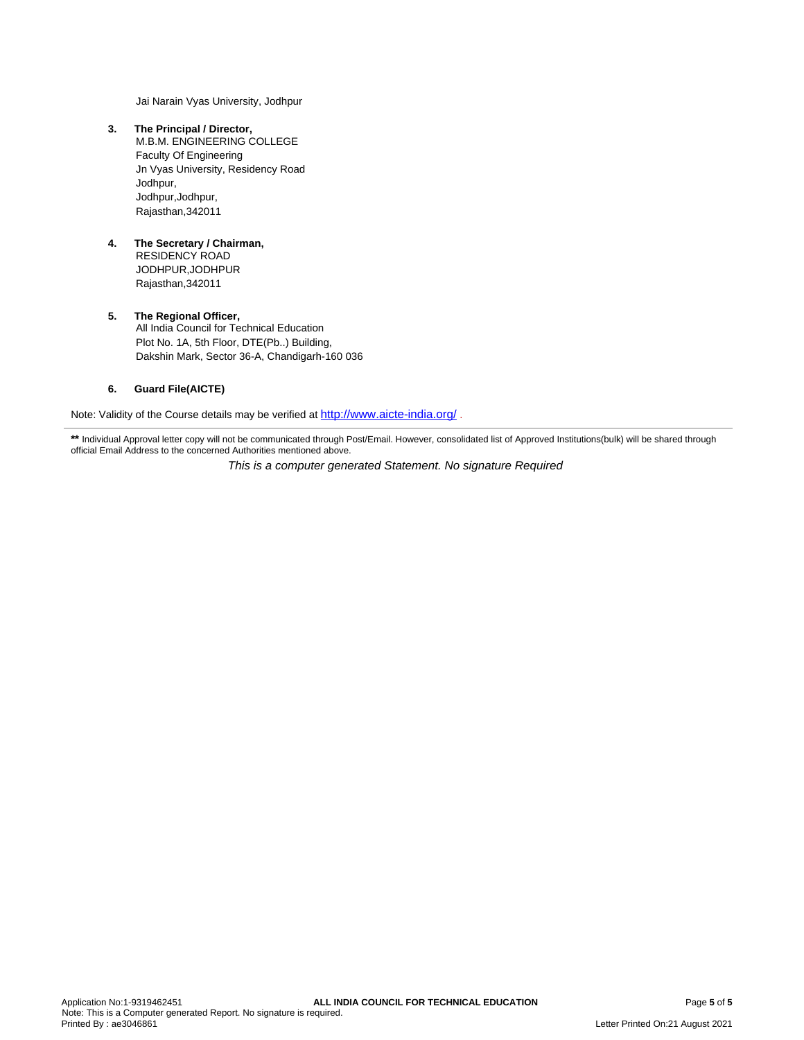Jai Narain Vyas University, Jodhpur

3. **The Principal / Director,**
   M.B.M. ENGINEERING COLLEGE
   Faculty Of Engineering
   Jn Vyas University, Residency Road
   Jodhpur,
   Jodhpur,Jodhpur,
   Rajasthan,342011

4. **The Secretary / Chairman,**
   RESIDENCY ROAD
   JODHPUR,JODHPUR
   Rajasthan,342011

5. **The Regional Officer,**
   All India Council for Technical Education
   Plot No. 1A, 5th Floor, DTE(Pb..) Building,
   Dakshin Mark, Sector 36-A, Chandigarh-160 036

6. **Guard File(AICTE)**

Note: Validity of the Course details may be verified at http://www.aicte-india.org/ .

---

**\*\*** Individual Approval letter copy will not be communicated through Post/Email. However, consolidated list of Approved Institutions(bulk) will be shared through official Email Address to the concerned Authorities mentioned above.

*This is a computer generated Statement. No signature Required*